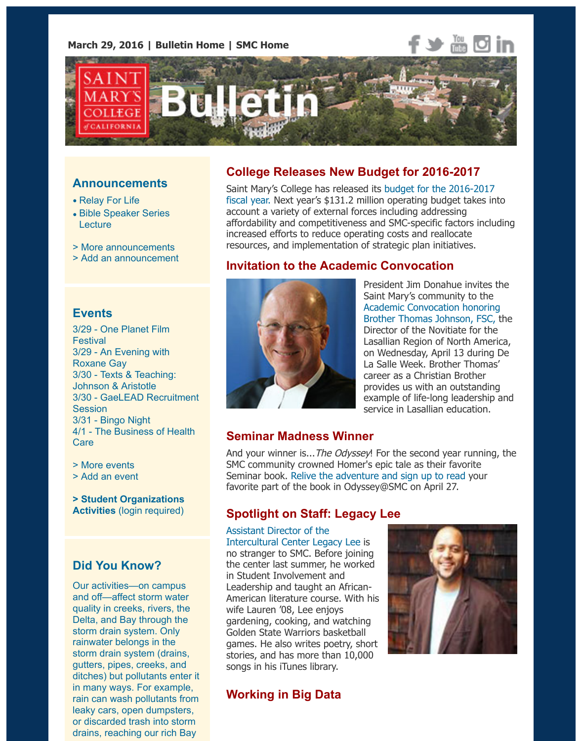March 29, 2016 | Bulletin Home | SMC Home

# Saint Mary's College of California Bulletin

## College Releases New Budget for 2016-2017

Saint Mary's College has released its budget for the 2016-2017 fiscal year. Next year's $131.2 million operating budget takes into account a variety of external forces including addressing affordability and competitiveness and SMC-specific factors including increased efforts to reduce operating costs and reallocate resources, and implementation of strategic plan initiatives.

## Invitation to the Academic Convocation

President Jim Donahue invites the Saint Mary's community to the Academic Convocation honoring Brother Thomas Johnson, FSC, the Director of the Novitiate for the Lasallian Region of North America, on Wednesday, April 13 during De La Salle Week. Brother Thomas' career as a Christian Brother provides us with an outstanding example of life-long leadership and service in Lasallian education.

## Seminar Madness Winner

And your winner is...*The Odyssey*! For the second year running, the SMC community crowned Homer's epic tale as their favorite Seminar book. Relive the adventure and sign up to read your favorite part of the book in Odyssey@SMC on April 27.

## Spotlight on Staff: Legacy Lee

Assistant Director of the Intercultural Center Legacy Lee is no stranger to SMC. Before joining the center last summer, he worked in Student Involvement and Leadership and taught an African-American literature course. With his wife Lauren '08, Lee enjoys gardening, cooking, and watching Golden State Warriors basketball games. He also writes poetry, short stories, and has more than 10,000 songs in his iTunes library.

## Working in Big Data

## Announcements

- Relay For Life
- Bible Speaker Series Lecture

> More announcements
> Add an announcement

## Events

3/29 - One Planet Film Festival
3/29 - An Evening with Roxane Gay
3/30 - Texts & Teaching: Johnson & Aristotle
3/30 - GaeLEAD Recruitment Session
3/31 - Bingo Night
4/1 - The Business of Health Care

> More events
> Add an event

**> Student Organizations Activities** (login required)

## Did You Know?

Our activities—on campus and off—affect storm water quality in creeks, rivers, the Delta, and Bay through the storm drain system. Only rainwater belongs in the storm drain system (drains, gutters, pipes, creeks, and ditches) but pollutants enter it in many ways. For example, rain can wash pollutants from leaky cars, open dumpsters, or discarded trash into storm drains, reaching our rich Bay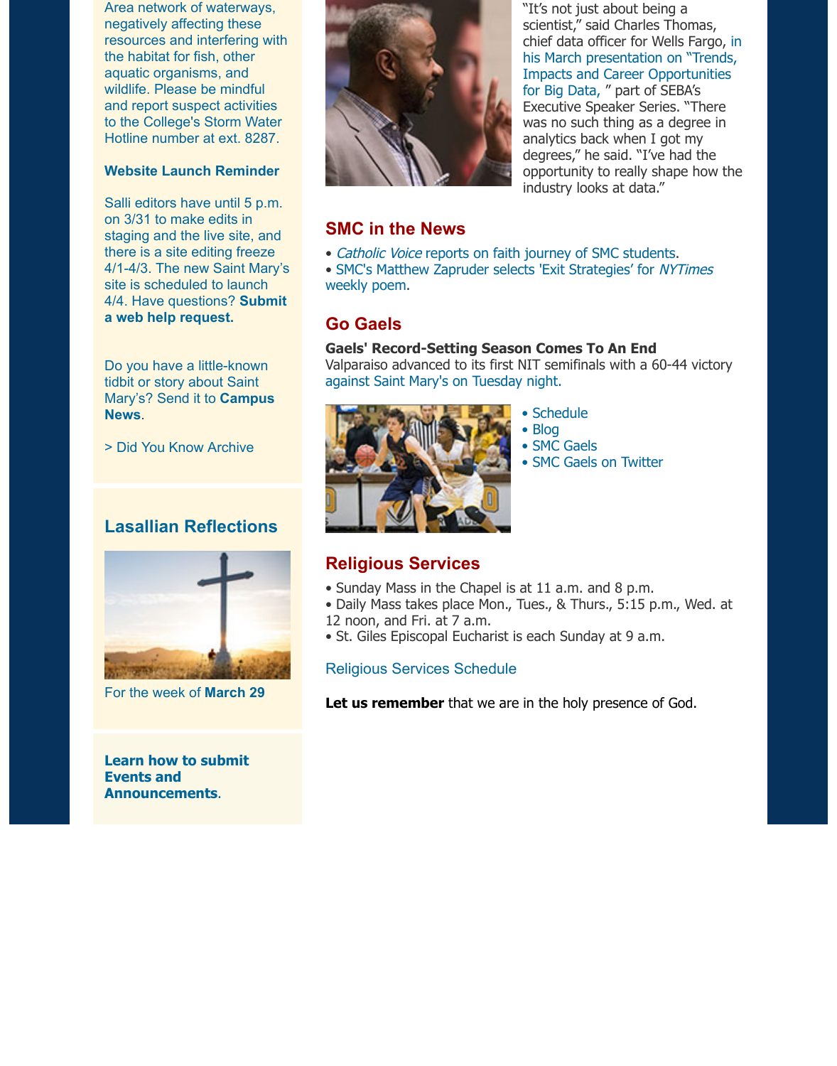Area network of waterways, negatively affecting these resources and interfering with the habitat for fish, other aquatic organisms, and wildlife. Please be mindful and report suspect activities to the College's Storm Water Hotline number at ext. 8287.

**Website Launch Reminder**

Salli editors have until 5 p.m. on 3/31 to make edits in staging and the live site, and there is a site editing freeze 4/1-4/3. The new Saint Mary's site is scheduled to launch 4/4. Have questions? **Submit a web help request.**

Do you have a little-known tidbit or story about Saint Mary's? Send it to **Campus News**.

> Did You Know Archive

## Lasallian Reflections

For the week of **March 29**

**Learn how to submit Events and Announcements**.

"It's not just about being a scientist," said Charles Thomas, chief data officer for Wells Fargo, in his March presentation on "Trends, Impacts and Career Opportunities for Big Data, " part of SEBA's Executive Speaker Series. "There was no such thing as a degree in analytics back when I got my degrees," he said. "I've had the opportunity to really shape how the industry looks at data."

## SMC in the News

- *Catholic Voice* reports on faith journey of SMC students.
- SMC's Matthew Zapruder selects 'Exit Strategies' for *NYTimes* weekly poem.

## Go Gaels

**Gaels' Record-Setting Season Comes To An End**
Valparaiso advanced to its first NIT semifinals with a 60-44 victory against Saint Mary's on Tuesday night.

- Schedule
- Blog
- SMC Gaels
- SMC Gaels on Twitter

## Religious Services

- Sunday Mass in the Chapel is at 11 a.m. and 8 p.m.
- Daily Mass takes place Mon., Tues., & Thurs., 5:15 p.m., Wed. at 12 noon, and Fri. at 7 a.m.
- St. Giles Episcopal Eucharist is each Sunday at 9 a.m.

Religious Services Schedule

**Let us remember** that we are in the holy presence of God.